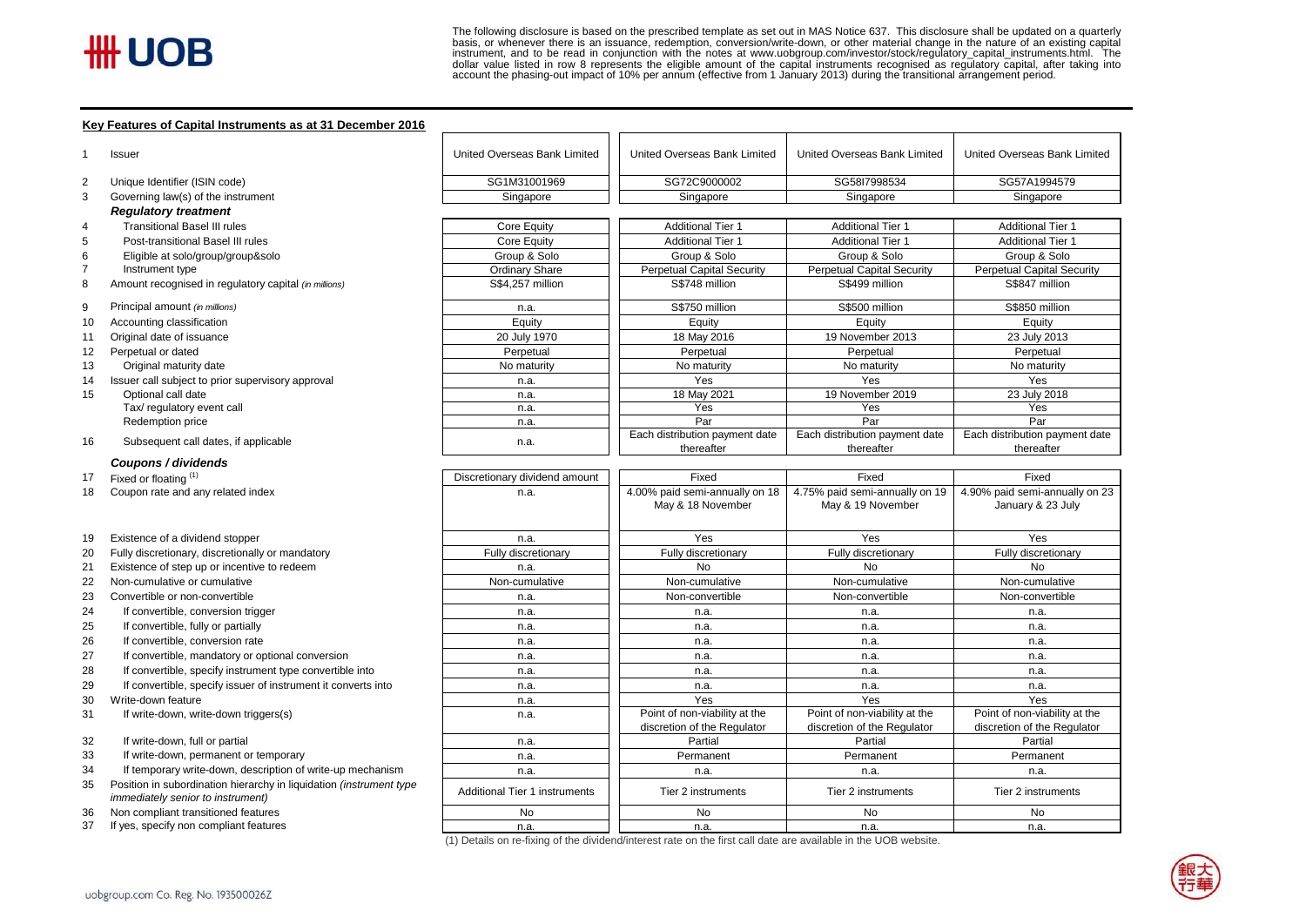The following disclosure is based on the prescribed template as set out in MAS Notice 637. This disclosure shall be updated on a quarterly basis, or whenever there is an issuance, redemption, conversion/write-down, or other material change in the nature of an existing capital instrument, and to be read in conjunction with the notes at www.uobgroup.com/investor/stock/regulatory_capital_instruments.html. The dollar value listed in row 8 represents the eligible amount of the capital instruments recognised as regulatory capital, after taking into account the phasing-out impact of 10% per annum (effective from 1 January 2013) during the transitional arrangement period.

## Key Features of Capital Instruments as at 31 December 2016

| No. | Item | | | | |
|---|---|---|---|---|---|
| 1 | Issuer | United Overseas Bank Limited | United Overseas Bank Limited | United Overseas Bank Limited | United Overseas Bank Limited |
| 2 | Unique Identifier (ISIN code) | SG1M31001969 | SG72C9000002 | SG58I7998534 | SG57A1994579 |
| 3 | Governing law(s) of the instrument | Singapore | Singapore | Singapore | Singapore |
| | ***Regulatory treatment*** | | | | |
| 4 | Transitional Basel III rules | Core Equity | Additional Tier 1 | Additional Tier 1 | Additional Tier 1 |
| 5 | Post-transitional Basel III rules | Core Equity | Additional Tier 1 | Additional Tier 1 | Additional Tier 1 |
| 6 | Eligible at solo/group/group&solo | Group & Solo | Group & Solo | Group & Solo | Group & Solo |
| 7 | Instrument type | Ordinary Share | Perpetual Capital Security | Perpetual Capital Security | Perpetual Capital Security |
| 8 | Amount recognised in regulatory capital *(in millions)* | S$4,257 million | S$748 million | S$499 million | S$847 million |
| 9 | Principal amount *(in millions)* | n.a. | S$750 million | S$500 million | S$850 million |
| 10 | Accounting classification | Equity | Equity | Equity | Equity |
| 11 | Original date of issuance | 20 July 1970 | 18 May 2016 | 19 November 2013 | 23 July 2013 |
| 12 | Perpetual or dated | Perpetual | Perpetual | Perpetual | Perpetual |
| 13 | Original maturity date | No maturity | No maturity | No maturity | No maturity |
| 14 | Issuer call subject to prior supervisory approval | n.a. | Yes | Yes | Yes |
| 15 | Optional call date | n.a. | 18 May 2021 | 19 November 2019 | 23 July 2018 |
| | Tax/ regulatory event call | n.a. | Yes | Yes | Yes |
| | Redemption price | n.a. | Par | Par | Par |
| 16 | Subsequent call dates, if applicable | n.a. | Each distribution payment date thereafter | Each distribution payment date thereafter | Each distribution payment date thereafter |
| | ***Coupons / dividends*** | | | | |
| 17 | Fixed or floating [1] | Discretionary dividend amount | Fixed | Fixed | Fixed |
| 18 | Coupon rate and any related index | n.a. | 4.00% paid semi-annually on 18 May & 18 November | 4.75% paid semi-annually on 19 May & 19 November | 4.90% paid semi-annually on 23 January & 23 July |
| 19 | Existence of a dividend stopper | n.a. | Yes | Yes | Yes |
| 20 | Fully discretionary, discretionally or mandatory | Fully discretionary | Fully discretionary | Fully discretionary | Fully discretionary |
| 21 | Existence of step up or incentive to redeem | n.a. | No | No | No |
| 22 | Non-cumulative or cumulative | Non-cumulative | Non-cumulative | Non-cumulative | Non-cumulative |
| 23 | Convertible or non-convertible | n.a. | Non-convertible | Non-convertible | Non-convertible |
| 24 | If convertible, conversion trigger | n.a. | n.a. | n.a. | n.a. |
| 25 | If convertible, fully or partially | n.a. | n.a. | n.a. | n.a. |
| 26 | If convertible, conversion rate | n.a. | n.a. | n.a. | n.a. |
| 27 | If convertible, mandatory or optional conversion | n.a. | n.a. | n.a. | n.a. |
| 28 | If convertible, specify instrument type convertible into | n.a. | n.a. | n.a. | n.a. |
| 29 | If convertible, specify issuer of instrument it converts into | n.a. | n.a. | n.a. | n.a. |
| 30 | Write-down feature | n.a. | Yes | Yes | Yes |
| 31 | If write-down, write-down triggers(s) | n.a. | Point of non-viability at the discretion of the Regulator | Point of non-viability at the discretion of the Regulator | Point of non-viability at the discretion of the Regulator |
| 32 | If write-down, full or partial | n.a. | Partial | Partial | Partial |
| 33 | If write-down, permanent or temporary | n.a. | Permanent | Permanent | Permanent |
| 34 | If temporary write-down, description of write-up mechanism | n.a. | n.a. | n.a. | n.a. |
| 35 | Position in subordination hierarchy in liquidation *(instrument type immediately senior to instrument)* | Additional Tier 1 instruments | Tier 2 instruments | Tier 2 instruments | Tier 2 instruments |
| 36 | Non compliant transitioned features | No | No | No | No |
| 37 | If yes, specify non compliant features | n.a. | n.a. | n.a. | n.a. |

(1) Details on re-fixing of the dividend/interest rate on the first call date are available in the UOB website.

uobgroup.com Co. Reg. No. 193500026Z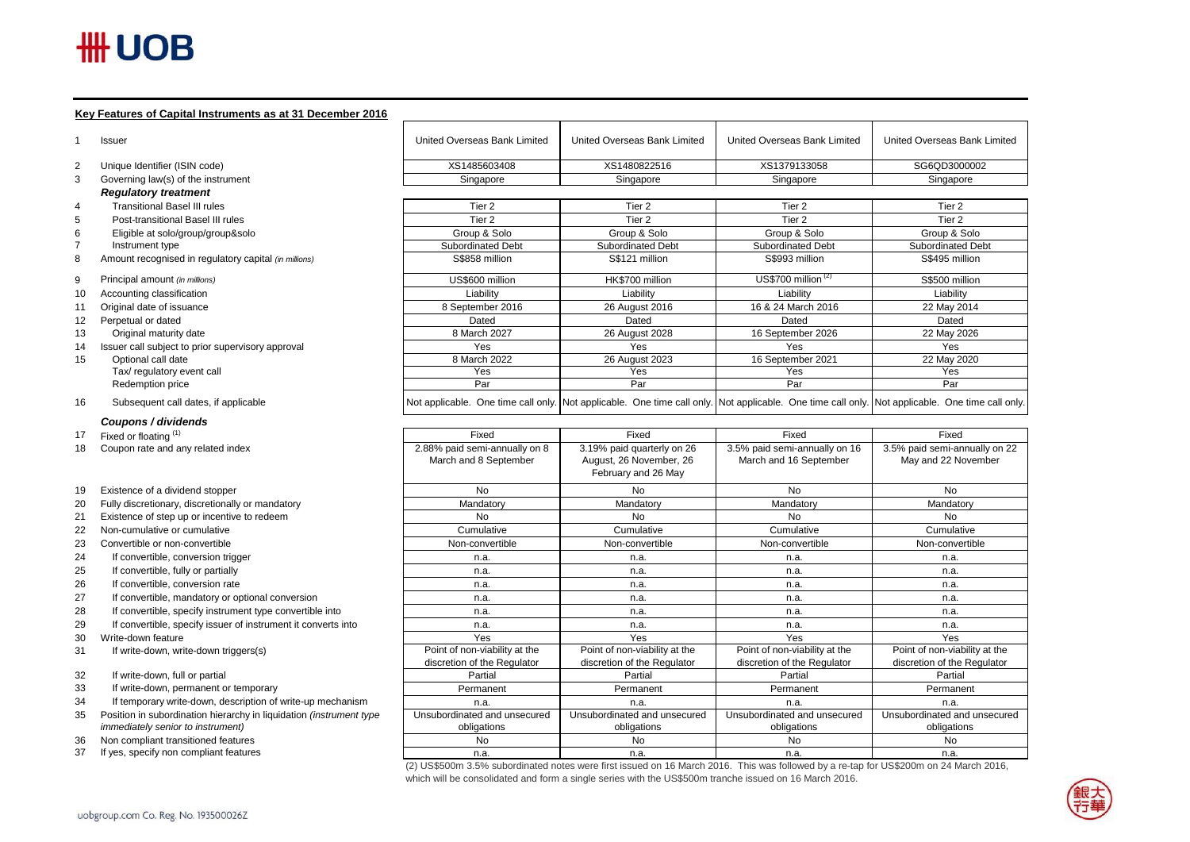## Key Features of Capital Instruments as at 31 December 2016

| | | | | | |
|---|---|---|---|---|---|
| 1 | Issuer | United Overseas Bank Limited | United Overseas Bank Limited | United Overseas Bank Limited | United Overseas Bank Limited |
| 2 | Unique Identifier (ISIN code) | XS1485603408 | XS1480822516 | XS1379133058 | SG6QD3000002 |
| 3 | Governing law(s) of the instrument | Singapore | Singapore | Singapore | Singapore |
| | ***Regulatory treatment*** | | | | |
| 4 | Transitional Basel III rules | Tier 2 | Tier 2 | Tier 2 | Tier 2 |
| 5 | Post-transitional Basel III rules | Tier 2 | Tier 2 | Tier 2 | Tier 2 |
| 6 | Eligible at solo/group/group&solo | Group & Solo | Group & Solo | Group & Solo | Group & Solo |
| 7 | Instrument type | Subordinated Debt | Subordinated Debt | Subordinated Debt | Subordinated Debt |
| 8 | Amount recognised in regulatory capital *(in millions)* | S$858 million | S$121 million | S$993 million | S$495 million |
| 9 | Principal amount *(in millions)* | US$600 million | HK$700 million | US$700 million [(2)] | S$500 million |
| 10 | Accounting classification | Liability | Liability | Liability | Liability |
| 11 | Original date of issuance | 8 September 2016 | 26 August 2016 | 16 & 24 March 2016 | 22 May 2014 |
| 12 | Perpetual or dated | Dated | Dated | Dated | Dated |
| 13 | Original maturity date | 8 March 2027 | 26 August 2028 | 16 September 2026 | 22 May 2026 |
| 14 | Issuer call subject to prior supervisory approval | Yes | Yes | Yes | Yes |
| 15 | Optional call date | 8 March 2022 | 26 August 2023 | 16 September 2021 | 22 May 2020 |
| | Tax/ regulatory event call | Yes | Yes | Yes | Yes |
| | Redemption price | Par | Par | Par | Par |
| 16 | Subsequent call dates, if applicable | Not applicable. One time call only. | Not applicable. One time call only. | Not applicable. One time call only. | Not applicable. One time call only. |
| | ***Coupons / dividends*** | | | | |
| 17 | Fixed or floating [(1)] | Fixed | Fixed | Fixed | Fixed |
| 18 | Coupon rate and any related index | 2.88% paid semi-annually on 8 March and 8 September | 3.19% paid quarterly on 26 August, 26 November, 26 February and 26 May | 3.5% paid semi-annually on 16 March and 16 September | 3.5% paid semi-annually on 22 May and 22 November |
| 19 | Existence of a dividend stopper | No | No | No | No |
| 20 | Fully discretionary, discretionally or mandatory | Mandatory | Mandatory | Mandatory | Mandatory |
| 21 | Existence of step up or incentive to redeem | No | No | No | No |
| 22 | Non-cumulative or cumulative | Cumulative | Cumulative | Cumulative | Cumulative |
| 23 | Convertible or non-convertible | Non-convertible | Non-convertible | Non-convertible | Non-convertible |
| 24 | If convertible, conversion trigger | n.a. | n.a. | n.a. | n.a. |
| 25 | If convertible, fully or partially | n.a. | n.a. | n.a. | n.a. |
| 26 | If convertible, conversion rate | n.a. | n.a. | n.a. | n.a. |
| 27 | If convertible, mandatory or optional conversion | n.a. | n.a. | n.a. | n.a. |
| 28 | If convertible, specify instrument type convertible into | n.a. | n.a. | n.a. | n.a. |
| 29 | If convertible, specify issuer of instrument it converts into | n.a. | n.a. | n.a. | n.a. |
| 30 | Write-down feature | Yes | Yes | Yes | Yes |
| 31 | If write-down, write-down triggers(s) | Point of non-viability at the discretion of the Regulator | Point of non-viability at the discretion of the Regulator | Point of non-viability at the discretion of the Regulator | Point of non-viability at the discretion of the Regulator |
| 32 | If write-down, full or partial | Partial | Partial | Partial | Partial |
| 33 | If write-down, permanent or temporary | Permanent | Permanent | Permanent | Permanent |
| 34 | If temporary write-down, description of write-up mechanism | n.a. | n.a. | n.a. | n.a. |
| 35 | Position in subordination hierarchy in liquidation *(instrument type immediately senior to instrument)* | Unsubordinated and unsecured obligations | Unsubordinated and unsecured obligations | Unsubordinated and unsecured obligations | Unsubordinated and unsecured obligations |
| 36 | Non compliant transitioned features | No | No | No | No |
| 37 | If yes, specify non compliant features | n.a. | n.a. | n.a. | n.a. |

(2) US$500m 3.5% subordinated notes were first issued on 16 March 2016. This was followed by a re-tap for US$200m on 24 March 2016, which will be consolidated and form a single series with the US$500m tranche issued on 16 March 2016.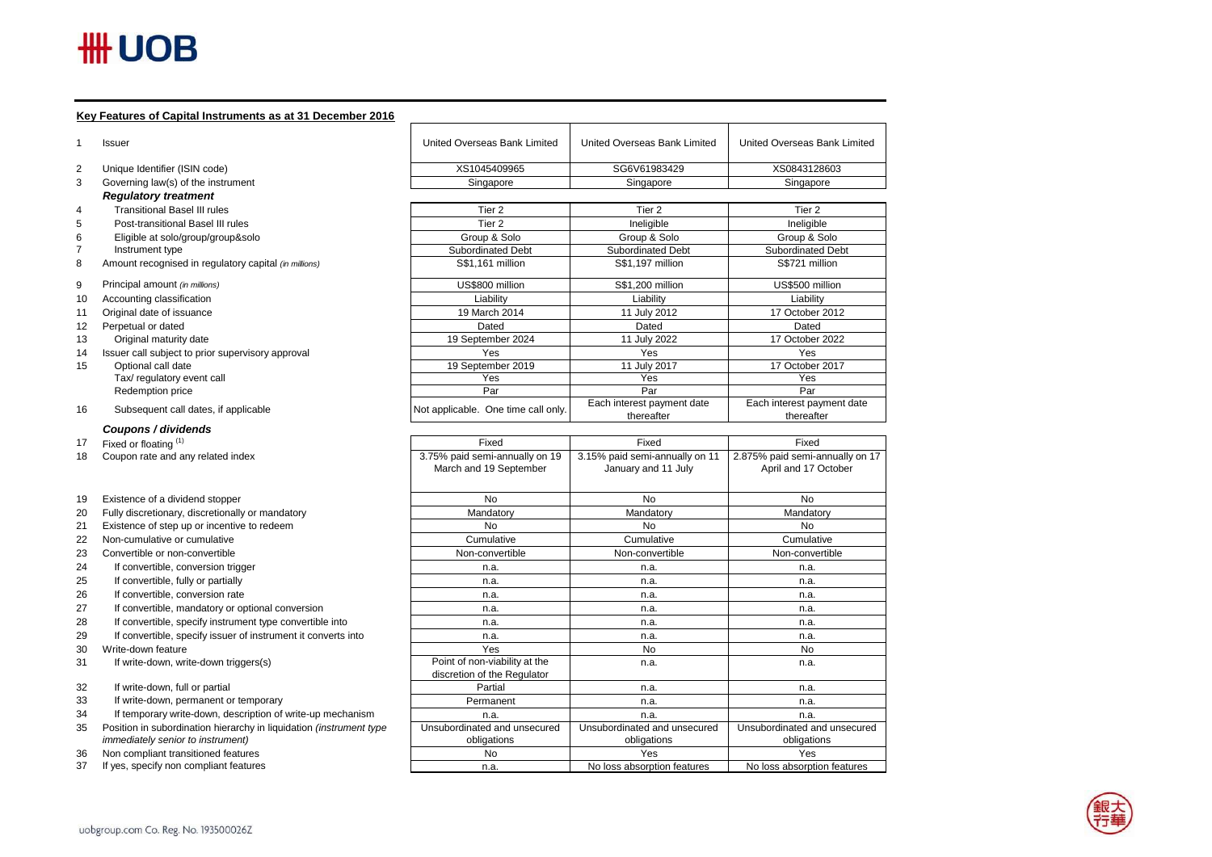**Key Features of Capital Instruments as at 31 December 2016**

| | | | | |
|---|---|---|---|---|
| 1 | Issuer | United Overseas Bank Limited | United Overseas Bank Limited | United Overseas Bank Limited |
| 2 | Unique Identifier (ISIN code) | XS1045409965 | SG6V61983429 | XS0843128603 |
| 3 | Governing law(s) of the instrument | Singapore | Singapore | Singapore |
| | ***Regulatory treatment*** | | | |
| 4 | Transitional Basel III rules | Tier 2 | Tier 2 | Tier 2 |
| 5 | Post-transitional Basel III rules | Tier 2 | Ineligible | Ineligible |
| 6 | Eligible at solo/group/group&solo | Group & Solo | Group & Solo | Group & Solo |
| 7 | Instrument type | Subordinated Debt | Subordinated Debt | Subordinated Debt |
| 8 | Amount recognised in regulatory capital *(in millions)* | S$1,161 million | S$1,197 million | S$721 million |
| 9 | Principal amount *(in millions)* | US$800 million | S$1,200 million | US$500 million |
| 10 | Accounting classification | Liability | Liability | Liability |
| 11 | Original date of issuance | 19 March 2014 | 11 July 2012 | 17 October 2012 |
| 12 | Perpetual or dated | Dated | Dated | Dated |
| 13 | Original maturity date | 19 September 2024 | 11 July 2022 | 17 October 2022 |
| 14 | Issuer call subject to prior supervisory approval | Yes | Yes | Yes |
| 15 | Optional call date | 19 September 2019 | 11 July 2017 | 17 October 2017 |
| | Tax/ regulatory event call | Yes | Yes | Yes |
| | Redemption price | Par | Par | Par |
| 16 | Subsequent call dates, if applicable | Not applicable. One time call only. | Each interest payment date thereafter | Each interest payment date thereafter |
| | ***Coupons / dividends*** | | | |
| 17 | Fixed or floating [(1)] | Fixed | Fixed | Fixed |
| 18 | Coupon rate and any related index | 3.75% paid semi-annually on 19 March and 19 September | 3.15% paid semi-annually on 11 January and 11 July | 2.875% paid semi-annually on 17 April and 17 October |
| 19 | Existence of a dividend stopper | No | No | No |
| 20 | Fully discretionary, discretionally or mandatory | Mandatory | Mandatory | Mandatory |
| 21 | Existence of step up or incentive to redeem | No | No | No |
| 22 | Non-cumulative or cumulative | Cumulative | Cumulative | Cumulative |
| 23 | Convertible or non-convertible | Non-convertible | Non-convertible | Non-convertible |
| 24 | If convertible, conversion trigger | n.a. | n.a. | n.a. |
| 25 | If convertible, fully or partially | n.a. | n.a. | n.a. |
| 26 | If convertible, conversion rate | n.a. | n.a. | n.a. |
| 27 | If convertible, mandatory or optional conversion | n.a. | n.a. | n.a. |
| 28 | If convertible, specify instrument type convertible into | n.a. | n.a. | n.a. |
| 29 | If convertible, specify issuer of instrument it converts into | n.a. | n.a. | n.a. |
| 30 | Write-down feature | Yes | No | No |
| 31 | If write-down, write-down triggers(s) | Point of non-viability at the discretion of the Regulator | n.a. | n.a. |
| 32 | If write-down, full or partial | Partial | n.a. | n.a. |
| 33 | If write-down, permanent or temporary | Permanent | n.a. | n.a. |
| 34 | If temporary write-down, description of write-up mechanism | n.a. | n.a. | n.a. |
| 35 | Position in subordination hierarchy in liquidation *(instrument type immediately senior to instrument)* | Unsubordinated and unsecured obligations | Unsubordinated and unsecured obligations | Unsubordinated and unsecured obligations |
| 36 | Non compliant transitioned features | No | Yes | Yes |
| 37 | If yes, specify non compliant features | n.a. | No loss absorption features | No loss absorption features |

uobgroup.com Co. Reg. No. 193500026Z